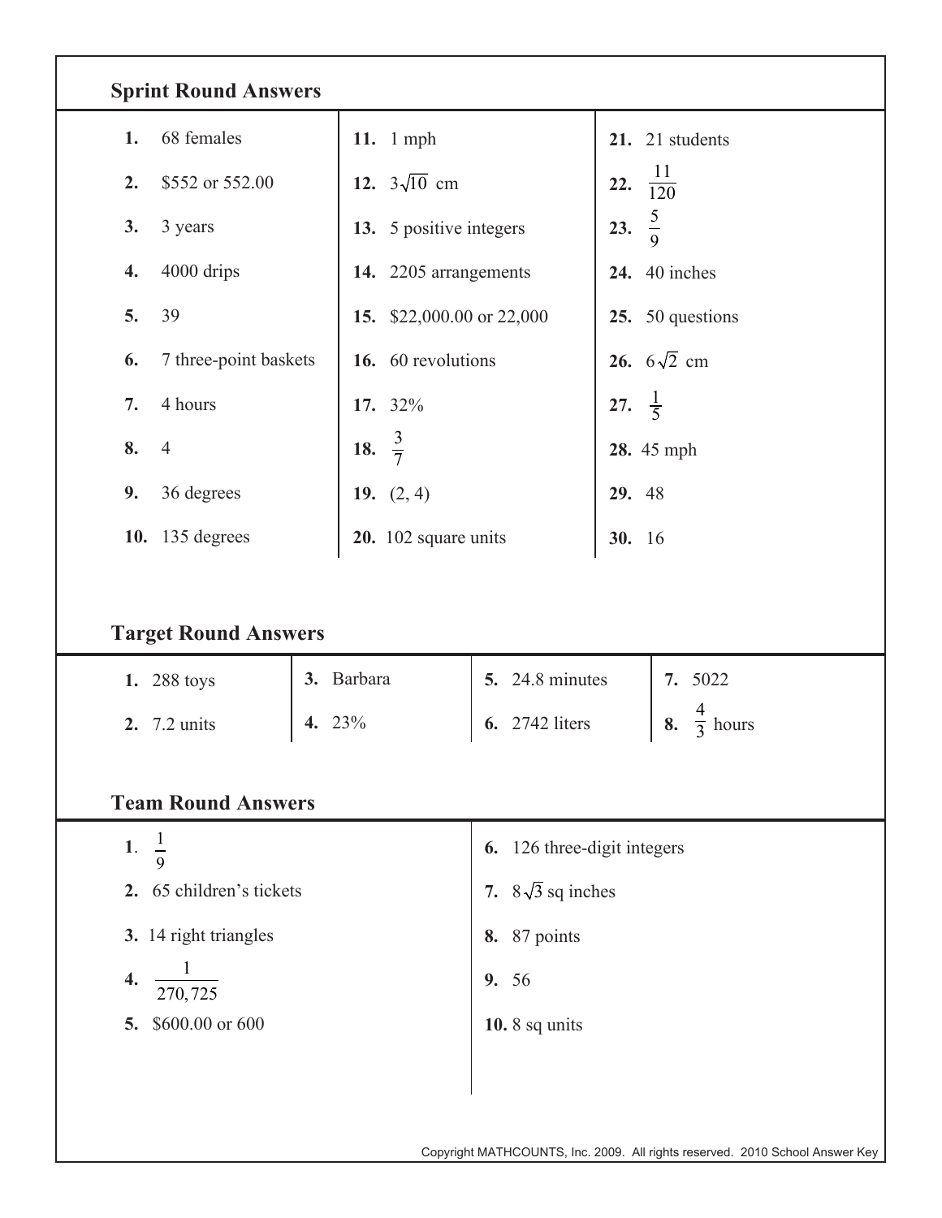## Sprint Round Answers

| | | |
|---|---|---|
| **1.** 68 females | **11.** 1 mph | **21.** 21 students |
| **2.** \$552 or 552.00 | **12.** $3\sqrt{10}$ cm | **22.** $\frac{11}{120}$ |
| **3.** 3 years | **13.** 5 positive integers | **23.** $\frac{5}{9}$ |
| **4.** 4000 drips | **14.** 2205 arrangements | **24.** 40 inches |
| **5.** 39 | **15.** \$22,000.00 or 22,000 | **25.** 50 questions |
| **6.** 7 three-point baskets | **16.** 60 revolutions | **26.** $6\sqrt{2}$ cm |
| **7.** 4 hours | **17.** 32% | **27.** $\frac{1}{5}$ |
| **8.** 4 | **18.** $\frac{3}{7}$ | **28.** 45 mph |
| **9.** 36 degrees | **19.** (2, 4) | **29.** 48 |
| **10.** 135 degrees | **20.** 102 square units | **30.** 16 |

## Target Round Answers

| | | | |
|---|---|---|---|
| **1.** 288 toys | **3.** Barbara | **5.** 24.8 minutes | **7.** 5022 |
| **2.** 7.2 units | **4.** 23% | **6.** 2742 liters | **8.** $\frac{4}{3}$ hours |

## Team Round Answers

| | |
|---|---|
| **1.** $\frac{1}{9}$ | **6.** 126 three-digit integers |
| **2.** 65 children's tickets | **7.** $8\sqrt{3}$ sq inches |
| **3.** 14 right triangles | **8.** 87 points |
| **4.** $\frac{1}{270,725}$ | **9.** 56 |
| **5.** \$600.00 or 600 | **10.** 8 sq units |

Copyright MATHCOUNTS, Inc. 2009. All rights reserved. 2010 School Answer Key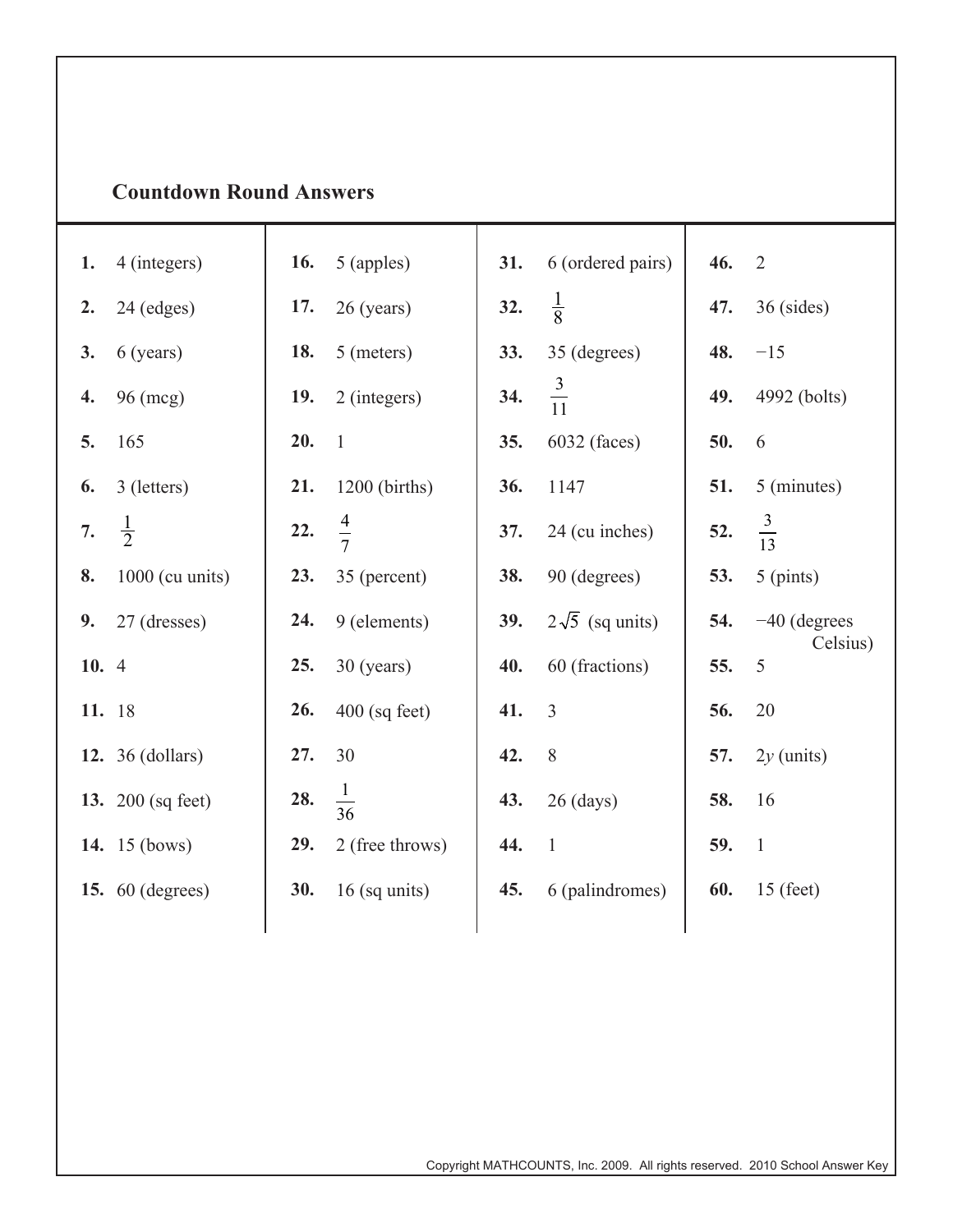## Countdown Round Answers

1. 4 (integers)
2. 24 (edges)
3. 6 (years)
4. 96 (mcg)
5. 165
6. 3 (letters)
7. $\frac{1}{2}$
8. 1000 (cu units)
9. 27 (dresses)
10. 4
11. 18
12. 36 (dollars)
13. 200 (sq feet)
14. 15 (bows)
15. 60 (degrees)
16. 5 (apples)
17. 26 (years)
18. 5 (meters)
19. 2 (integers)
20. 1
21. 1200 (births)
22. $\frac{4}{7}$
23. 35 (percent)
24. 9 (elements)
25. 30 (years)
26. 400 (sq feet)
27. 30
28. $\frac{1}{36}$
29. 2 (free throws)
30. 16 (sq units)
31. 6 (ordered pairs)
32. $\frac{1}{8}$
33. 35 (degrees)
34. $\frac{3}{11}$
35. 6032 (faces)
36. 1147
37. 24 (cu inches)
38. 90 (degrees)
39. $2\sqrt{5}$ (sq units)
40. 60 (fractions)
41. 3
42. 8
43. 26 (days)
44. 1
45. 6 (palindromes)
46. 2
47. 36 (sides)
48. $-15$
49. 4992 (bolts)
50. 6
51. 5 (minutes)
52. $\frac{3}{13}$
53. 5 (pints)
54. $-40$ (degrees Celsius)
55. 5
56. 20
57. $2y$ (units)
58. 16
59. 1
60. 15 (feet)

Copyright MATHCOUNTS, Inc. 2009. All rights reserved. 2010 School Answer Key